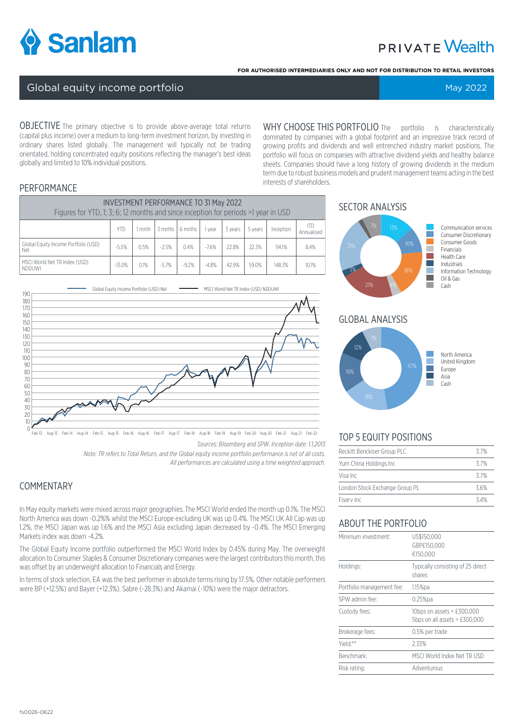# Sanlam

PRIVATE Wealth

**FOR AUTHORISED INTERMEDIARIES ONLY AND NOT FOR DISTRIBUTION TO RETAIL INVESTORS**

## Global equity income portfolio

May 2022

**OBJECTIVE** The primary objective is to provide above-average total returns (capital plus income) over a medium to long-term investment horizon, by investing in ordinary shares listed globally. The management will typically not be trading orientated, holding concentrated equity positions reflecting the manager's best ideas globally and limited to 10% individual positions.

**WHY CHOOSE THIS PORTFOLIO** The portfolio is characteristically dominated by companies with a global footprint and an impressive track record of growing profits and dividends and well entrenched industry market positions. The portfolio will focus on companies with attractive dividend yields and healthy balance sheets. Companies should have a long history of growing dividends in the medium term due to robust business models and prudent management teams acting in the best interests of shareholders.

## PERFORMANCE

**INVESTMENT PERFORMANCE TO 31 May 2022**
Figures for YTD, 1; 3; 6; 12 months and since inception for periods >1 year in USD

| | YTD | 1 mnth | 3 mnths | 6 mnths | 1 year | 3 years | 5 years | Inception | ITD Annualised |
|---|---|---|---|---|---|---|---|---|---|
| Global Equity Income Portfolio (USD) Net | -5.5% | 0.5% | -2.5% | 0.4% | -7.6% | 22.8% | 22.3% | 114.1% | 8.4% |
| MSCI World Net TR Index (USD) NDDUWI | -13.0% | 0.1% | -5.7% | -9.2% | -4.8% | 42.9% | 59.0% | 148.3% | 10.1% |

*Sources: Bloomberg and SPW. Inception date: 1.1.2013*

*Note: TR refers to Total Return, and the Global equity income portfolio performance is net of all costs. All performances are calculated using a time weighted approach.*

## SECTOR ANALYSIS

| Sector | Weight |
|---|---|
| Communication services | 13% |
| Consumer Discretionary | 10% |
| Consumer Goods | 18% |
| Financials | 4% |
| Health Care | 21% |
| Industrials | 3% |
| Information Technology | 21% |
| Oil & Gas | |
| Cash | 7% |

## GLOBAL ANALYSIS

| Region | Weight |
|---|---|
| North America | 47% |
| United Kingdom | 18% |
| Europe | 16% |
| Asia | 12% |
| Cash | 7% |

## TOP 5 EQUITY POSITIONS

| | |
|---|---|
| Reckitt Benckiser Group PLC | 3.7% |
| Yum China Holdings Inc | 3.7% |
| Visa Inc | 3.7% |
| London Stock Exchange Group PL | 3.6% |
| Fiserv Inc | 3.4% |

## COMMENTARY

In May equity markets were mixed across major geographies. The MSCI World ended the month up 0.1%. The MSCI North America was down -0.2%% whilst the MSCI Europe excluding UK was up 0.4%. The MSCI UK All Cap was up 1.2%, the MSCI Japan was up 1.6% and the MSCI Asia excluding Japan decreased by -0.4%. The MSCI Emerging Markets index was down -4.2%.

The Global Equity Income portfolio outperformed the MSCI World Index by 0.45% during May. The overweight allocation to Consumer Staples & Consumer Discretionary companies were the largest contributors this month, this was offset by an underweight allocation to Financials and Energy.

In terms of stock selection, EA was the best performer in absolute terms rising by 17.5%. Other notable performers were BP (+12.5%) and Bayer (+12.3%). Sabre (-28.3%) and Akamai (-10%) were the major detractors.

## ABOUT THE PORTFOLIO

| | |
|---|---|
| Minimum investment: | US$150,000 GBP£150,000 €150,000 |
| Holdings: | Typically consisting of 25 direct shares |
| Portfolio management fee: | 1.15%pa |
| SPW admin fee: | 0.25%pa |
| Custody fees: | 10bps on assets < £300,000 5bps on all assets > £300,000 |
| Brokerage fees: | 0.5% per trade |
| Yield:** | 2.33% |
| Benchmark: | MSCI World Index Net TR USD |
| Risk rating: | Adventurous |

fs0026-0622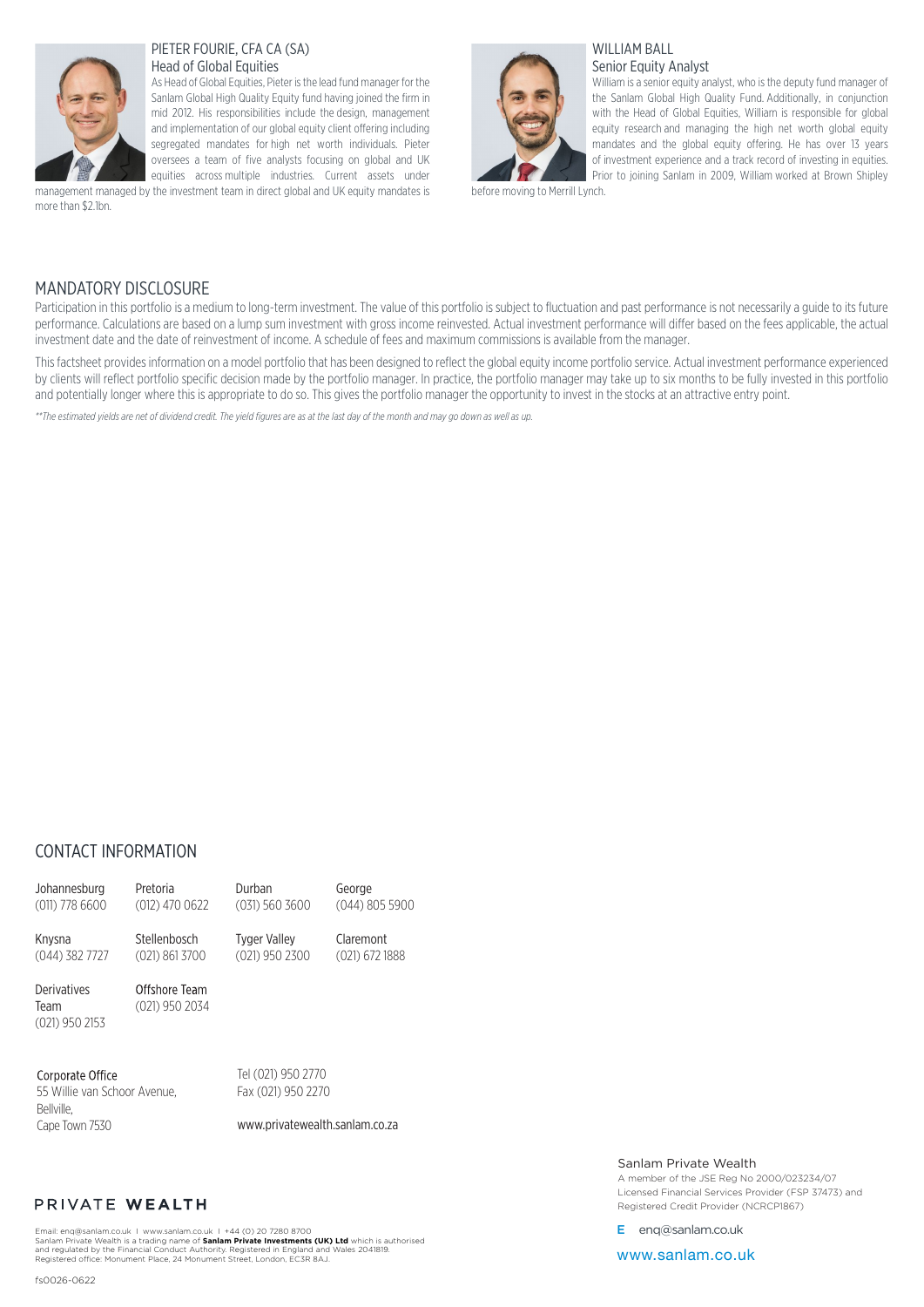## PIETER FOURIE, CFA CA (SA)
### Head of Global Equities

As Head of Global Equities, Pieter is the lead fund manager for the Sanlam Global High Quality Equity fund having joined the firm in mid 2012. His responsibilities include the design, management and implementation of our global equity client offering including segregated mandates for high net worth individuals. Pieter oversees a team of five analysts focusing on global and UK equities across multiple industries. Current assets under management managed by the investment team in direct global and UK equity mandates is more than $2.1bn.

## WILLIAM BALL
### Senior Equity Analyst

William is a senior equity analyst, who is the deputy fund manager of the Sanlam Global High Quality Fund. Additionally, in conjunction with the Head of Global Equities, William is responsible for global equity research and managing the high net worth global equity mandates and the global equity offering. He has over 13 years of investment experience and a track record of investing in equities. Prior to joining Sanlam in 2009, William worked at Brown Shipley before moving to Merrill Lynch.

## MANDATORY DISCLOSURE

Participation in this portfolio is a medium to long-term investment. The value of this portfolio is subject to fluctuation and past performance is not necessarily a guide to its future performance. Calculations are based on a lump sum investment with gross income reinvested. Actual investment performance will differ based on the fees applicable, the actual investment date and the date of reinvestment of income. A schedule of fees and maximum commissions is available from the manager.

This factsheet provides information on a model portfolio that has been designed to reflect the global equity income portfolio service. Actual investment performance experienced by clients will reflect portfolio specific decision made by the portfolio manager. In practice, the portfolio manager may take up to six months to be fully invested in this portfolio and potentially longer where this is appropriate to do so. This gives the portfolio manager the opportunity to invest in the stocks at an attractive entry point.

*\*\*The estimated yields are net of dividend credit. The yield figures are as at the last day of the month and may go down as well as up.*

## CONTACT INFORMATION

| | | | |
|---|---|---|---|
| Johannesburg (011) 778 6600 | Pretoria (012) 470 0622 | Durban (031) 560 3600 | George (044) 805 5900 |
| Knysna (044) 382 7727 | Stellenbosch (021) 861 3700 | Tyger Valley (021) 950 2300 | Claremont (021) 672 1888 |
| Derivatives Team (021) 950 2153 | Offshore Team (021) 950 2034 | | |

Corporate Office
55 Willie van Schoor Avenue,
Bellville,
Cape Town 7530

Tel (021) 950 2770
Fax (021) 950 2270

www.privatewealth.sanlam.co.za

PRIVATE **WEALTH**

Email: enq@sanlam.co.uk | www.sanlam.co.uk | +44 (0) 20 7280 8700
Sanlam Private Wealth is a trading name of **Sanlam Private Investments (UK) Ltd** which is authorised and regulated by the Financial Conduct Authority. Registered in England and Wales 2041819.
Registered office: Monument Place, 24 Monument Street, London, EC3R 8AJ.

Sanlam Private Wealth
A member of the JSE Reg No 2000/023234/07
Licensed Financial Services Provider (FSP 37473) and Registered Credit Provider (NCRCP1867)

**E** enq@sanlam.co.uk

www.sanlam.co.uk

fs0026-0622